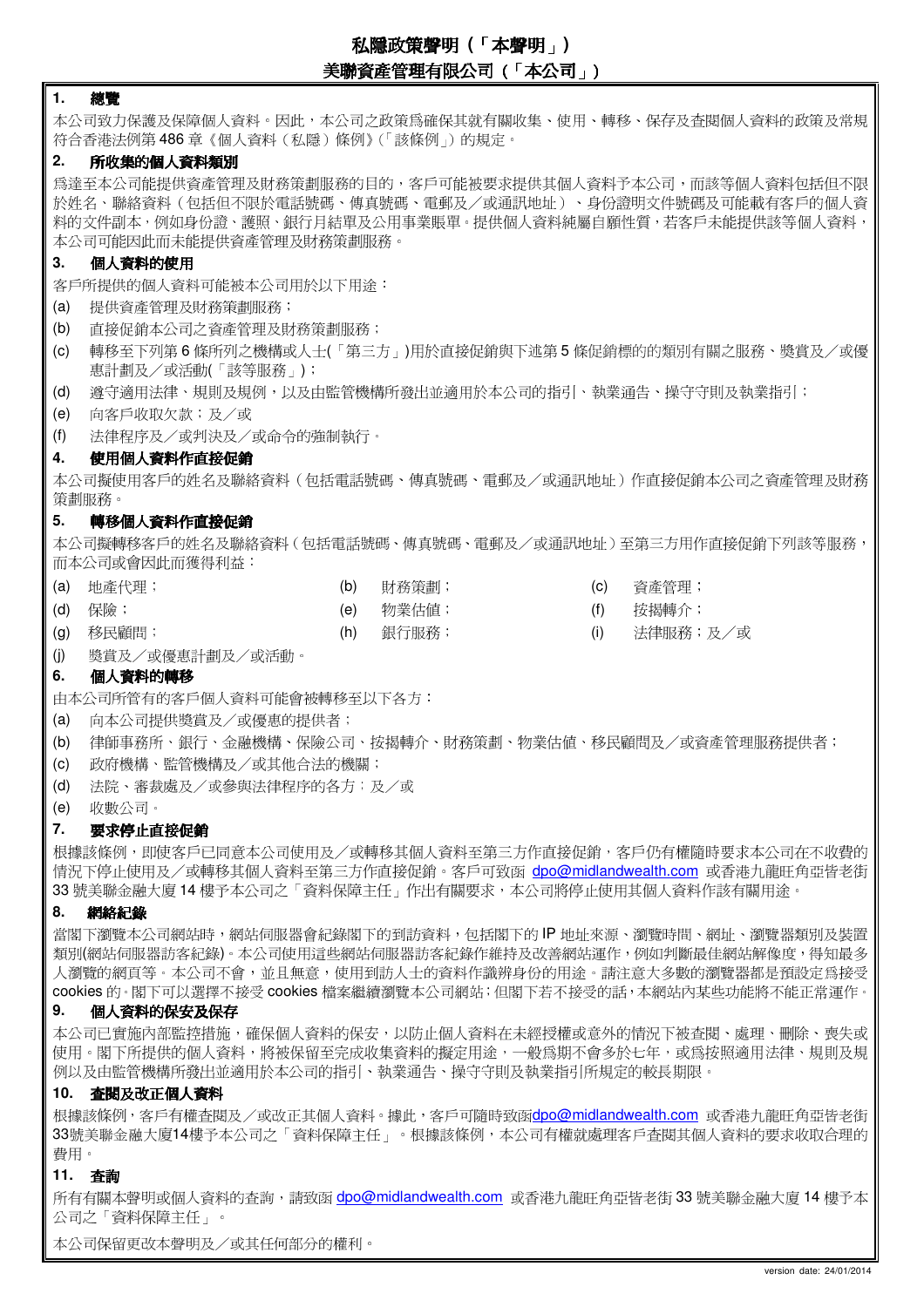# 私隱政策聲明（「本聲明」）

## 美聯資產管理有限公司（「本公司」）

### 1. 總覽

本公司致力保護及保障個人資料。因此，本公司之政策爲確保其就有關收集、使用、轉移、保存及查閱個人資料的政策及常規符合香港法例第 486 章《個人資料（私隱）條例》(「該條例」）的規定。

### 2. 所收集的個人資料類別

爲達至本公司能提供資產管理及財務策劃服務的目的，客戶可能被要求提供其個人資料予本公司，而該等個人資料包括但不限於姓名、聯絡資料（包括但不限於電話號碼、傳真號碼、電郵及／或通訊地址）、身份證明文件號碼及可能載有客戶的個人資料的文件副本，例如身份證、護照、銀行月結單及公用事業賬單。提供個人資料純屬自願性質，若客戶未能提供該等個人資料，本公司可能因此而未能提供資產管理及財務策劃服務。

### 3. 個人資料的使用

客戶所提供的個人資料可能被本公司用於以下用途：

(a) 提供資產管理及財務策劃服務；

(b) 直接促銷本公司之資產管理及財務策劃服務；

(c) 轉移至下列第 6 條所列之機構或人士(「第三方」)用於直接促銷與下述第 5 條促銷標的的類別有關之服務、獎賞及／或優惠計劃及／或活動(「該等服務」)；

(d) 遵守適用法律、規則及規例，以及由監管機構所發出並適用於本公司的指引、執業通告、操守守則及執業指引；

(e) 向客戶收取欠款；及／或

(f) 法律程序及／或判決及／或命令的強制執行。

### 4. 使用個人資料作直接促銷

本公司擬使用客戶的姓名及聯絡資料（包括電話號碼、傳真號碼、電郵及／或通訊地址）作直接促銷本公司之資產管理及財務策劃服務。

### 5. 轉移個人資料作直接促銷

本公司擬轉移客戶的姓名及聯絡資料（包括電話號碼、傳真號碼、電郵及／或通訊地址）至第三方用作直接促銷下列該等服務，而本公司或會因此而獲得利益：

(a) 地產代理；
(b) 財務策劃；
(c) 資產管理；
(d) 保險；
(e) 物業估值；
(f) 按揭轉介；
(g) 移民顧問；
(h) 銀行服務；
(i) 法律服務；及／或
(j) 獎賞及／或優惠計劃及／或活動。

### 6. 個人資料的轉移

由本公司所管有的客戶個人資料可能會被轉移至以下各方：

(a) 向本公司提供獎賞及／或優惠的提供者；

(b) 律師事務所、銀行、金融機構、保險公司、按揭轉介、財務策劃、物業估值、移民顧問及／或資產管理服務提供者；

(c) 政府機構、監管機構及／或其他合法的機關；

(d) 法院、審裁處及／或參與法律程序的各方；及／或

(e) 收數公司。

### 7. 要求停止直接促銷

根據該條例，即使客戶已同意本公司使用及／或轉移其個人資料至第三方作直接促銷，客戶仍有權隨時要求本公司在不收費的情況下停止使用及／或轉移其個人資料至第三方作直接促銷。客戶可致函 dpo@midlandwealth.com 或香港九龍旺角亞皆老街 33 號美聯金融大廈 14 樓予本公司之「資料保障主任」作出有關要求，本公司將停止使用其個人資料作該有關用途。

### 8. 網絡紀錄

當閣下瀏覽本公司網站時，網站伺服器會紀錄閣下的到訪資料，包括閣下的 IP 地址來源、瀏覽時間、網址、瀏覽器類別及裝置類別(網站伺服器訪客紀錄)。本公司使用這些網站伺服器訪客紀錄作維持及改善網站運作，例如判斷最佳網站解像度，得知最多人瀏覽的網頁等。本公司不會，並且無意，使用到訪人士的資料作識辨身份的用途。請注意大多數的瀏覽器都是預設定爲接受 cookies 的。閣下可以選擇不接受 cookies 檔案繼續瀏覽本公司網站；但閣下若不接受的話，本網站內某些功能將不能正常運作。

### 9. 個人資料的保安及保存

本公司已實施內部監控措施，確保個人資料的保安，以防止個人資料在未經授權或意外的情況下被查閱、處理、刪除、喪失或使用。閣下所提供的個人資料，將被保留至完成收集資料的擬定用途，一般爲期不會多於七年，或爲按照適用法律、規則及規例以及由監管機構所發出並適用於本公司的指引、執業通告、操守守則及執業指引所規定的較長期限。

### 10. 查閱及改正個人資料

根據該條例，客戶有權查閱及／或改正其個人資料。據此，客戶可隨時致函dpo@midlandwealth.com 或香港九龍旺角亞皆老街33號美聯金融大廈14樓予本公司之「資料保障主任」。根據該條例，本公司有權就處理客戶查閱其個人資料的要求收取合理的費用。

### 11. 查詢

所有有關本聲明或個人資料的查詢，請致函 dpo@midlandwealth.com 或香港九龍旺角亞皆老街 33 號美聯金融大廈 14 樓予本公司之「資料保障主任」。

本公司保留更改本聲明及／或其任何部分的權利。

version date: 24/01/2014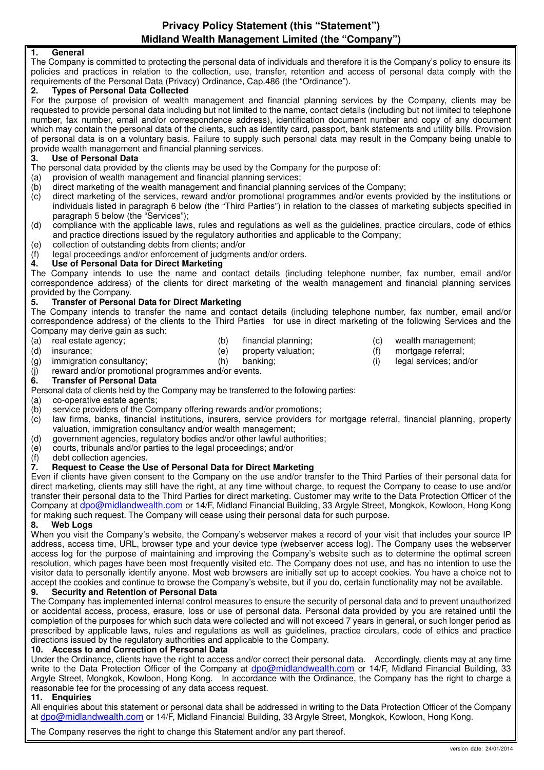# Privacy Policy Statement (this "Statement")
# Midland Wealth Management Limited (the "Company")

## 1. General

The Company is committed to protecting the personal data of individuals and therefore it is the Company's policy to ensure its policies and practices in relation to the collection, use, transfer, retention and access of personal data comply with the requirements of the Personal Data (Privacy) Ordinance, Cap.486 (the "Ordinance").

## 2. Types of Personal Data Collected

For the purpose of provision of wealth management and financial planning services by the Company, clients may be requested to provide personal data including but not limited to the name, contact details (including but not limited to telephone number, fax number, email and/or correspondence address), identification document number and copy of any document which may contain the personal data of the clients, such as identity card, passport, bank statements and utility bills. Provision of personal data is on a voluntary basis. Failure to supply such personal data may result in the Company being unable to provide wealth management and financial planning services.

## 3. Use of Personal Data

The personal data provided by the clients may be used by the Company for the purpose of:

(a) provision of wealth management and financial planning services;
(b) direct marketing of the wealth management and financial planning services of the Company;
(c) direct marketing of the services, reward and/or promotional programmes and/or events provided by the institutions or individuals listed in paragraph 6 below (the "Third Parties") in relation to the classes of marketing subjects specified in paragraph 5 below (the "Services");
(d) compliance with the applicable laws, rules and regulations as well as the guidelines, practice circulars, code of ethics and practice directions issued by the regulatory authorities and applicable to the Company;
(e) collection of outstanding debts from clients; and/or
(f) legal proceedings and/or enforcement of judgments and/or orders.

## 4. Use of Personal Data for Direct Marketing

The Company intends to use the name and contact details (including telephone number, fax number, email and/or correspondence address) of the clients for direct marketing of the wealth management and financial planning services provided by the Company.

## 5. Transfer of Personal Data for Direct Marketing

The Company intends to transfer the name and contact details (including telephone number, fax number, email and/or correspondence address) of the clients to the Third Parties for use in direct marketing of the following Services and the Company may derive gain as such:

(a) real estate agency;
(b) financial planning;
(c) wealth management;
(d) insurance;
(e) property valuation;
(f) mortgage referral;
(g) immigration consultancy;
(h) banking;
(i) legal services; and/or
(j) reward and/or promotional programmes and/or events.

## 6. Transfer of Personal Data

Personal data of clients held by the Company may be transferred to the following parties:

(a) co-operative estate agents;
(b) service providers of the Company offering rewards and/or promotions;
(c) law firms, banks, financial institutions, insurers, service providers for mortgage referral, financial planning, property valuation, immigration consultancy and/or wealth management;
(d) government agencies, regulatory bodies and/or other lawful authorities;
(e) courts, tribunals and/or parties to the legal proceedings; and/or
(f) debt collection agencies.

## 7. Request to Cease the Use of Personal Data for Direct Marketing

Even if clients have given consent to the Company on the use and/or transfer to the Third Parties of their personal data for direct marketing, clients may still have the right, at any time without charge, to request the Company to cease to use and/or transfer their personal data to the Third Parties for direct marketing. Customer may write to the Data Protection Officer of the Company at dpo@midlandwealth.com or 14/F, Midland Financial Building, 33 Argyle Street, Mongkok, Kowloon, Hong Kong for making such request. The Company will cease using their personal data for such purpose.

## 8. Web Logs

When you visit the Company's website, the Company's webserver makes a record of your visit that includes your source IP address, access time, URL, browser type and your device type (webserver access log). The Company uses the webserver access log for the purpose of maintaining and improving the Company's website such as to determine the optimal screen resolution, which pages have been most frequently visited etc. The Company does not use, and has no intention to use the visitor data to personally identify anyone. Most web browsers are initially set up to accept cookies. You have a choice not to accept the cookies and continue to browse the Company's website, but if you do, certain functionality may not be available.

## 9. Security and Retention of Personal Data

The Company has implemented internal control measures to ensure the security of personal data and to prevent unauthorized or accidental access, process, erasure, loss or use of personal data. Personal data provided by you are retained until the completion of the purposes for which such data were collected and will not exceed 7 years in general, or such longer period as prescribed by applicable laws, rules and regulations as well as guidelines, practice circulars, code of ethics and practice directions issued by the regulatory authorities and applicable to the Company.

## 10. Access to and Correction of Personal Data

Under the Ordinance, clients have the right to access and/or correct their personal data. Accordingly, clients may at any time write to the Data Protection Officer of the Company at dpo@midlandwealth.com or 14/F, Midland Financial Building, 33 Argyle Street, Mongkok, Kowloon, Hong Kong. In accordance with the Ordinance, the Company has the right to charge a reasonable fee for the processing of any data access request.

## 11. Enquiries

All enquiries about this statement or personal data shall be addressed in writing to the Data Protection Officer of the Company at dpo@midlandwealth.com or 14/F, Midland Financial Building, 33 Argyle Street, Mongkok, Kowloon, Hong Kong.

The Company reserves the right to change this Statement and/or any part thereof.

version date: 24/01/2014